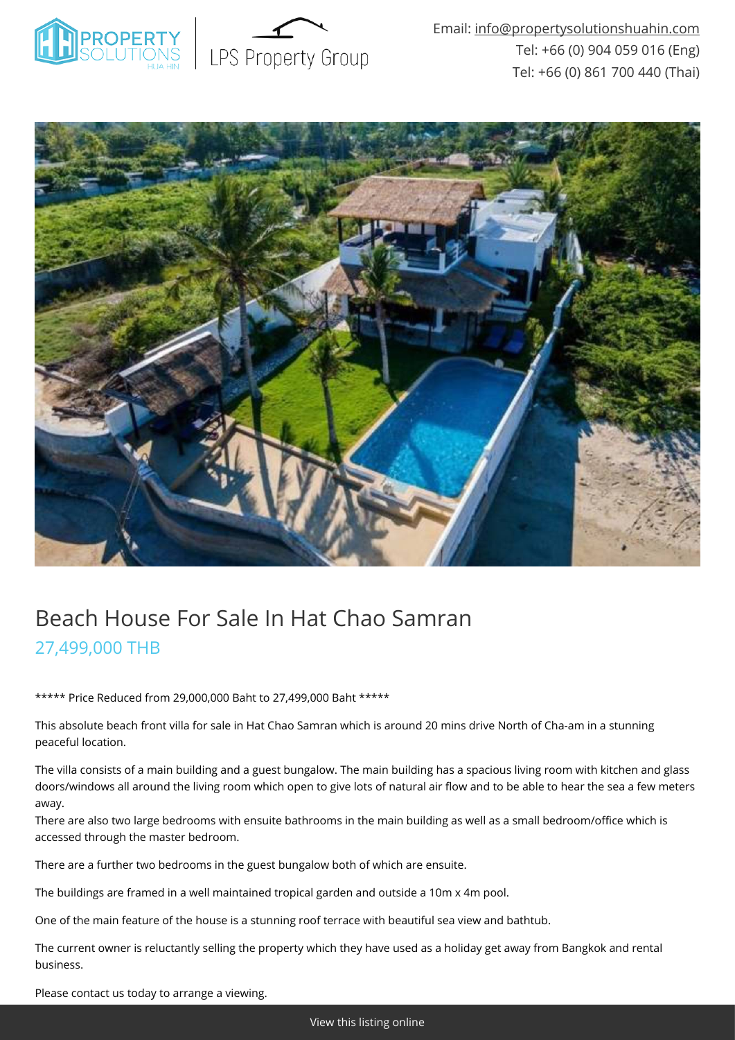Email: info@propertysolutionshuahin.com
Tel: +66 (0) 904 059 016 (Eng)
Tel: +66 (0) 861 700 440 (Thai)

# Beach House For Sale In Hat Chao Samran

## 27,499,000 THB

***** Price Reduced from 29,000,000 Baht to 27,499,000 Baht *****

This absolute beach front villa for sale in Hat Chao Samran which is around 20 mins drive North of Cha-am in a stunning peaceful location.

The villa consists of a main building and a guest bungalow. The main building has a spacious living room with kitchen and glass doors/windows all around the living room which open to give lots of natural air flow and to be able to hear the sea a few meters away.

There are also two large bedrooms with ensuite bathrooms in the main building as well as a small bedroom/office which is accessed through the master bedroom.

There are a further two bedrooms in the guest bungalow both of which are ensuite.

The buildings are framed in a well maintained tropical garden and outside a 10m x 4m pool.

One of the main feature of the house is a stunning roof terrace with beautiful sea view and bathtub.

The current owner is reluctantly selling the property which they have used as a holiday get away from Bangkok and rental business.

Please contact us today to arrange a viewing.

View this listing online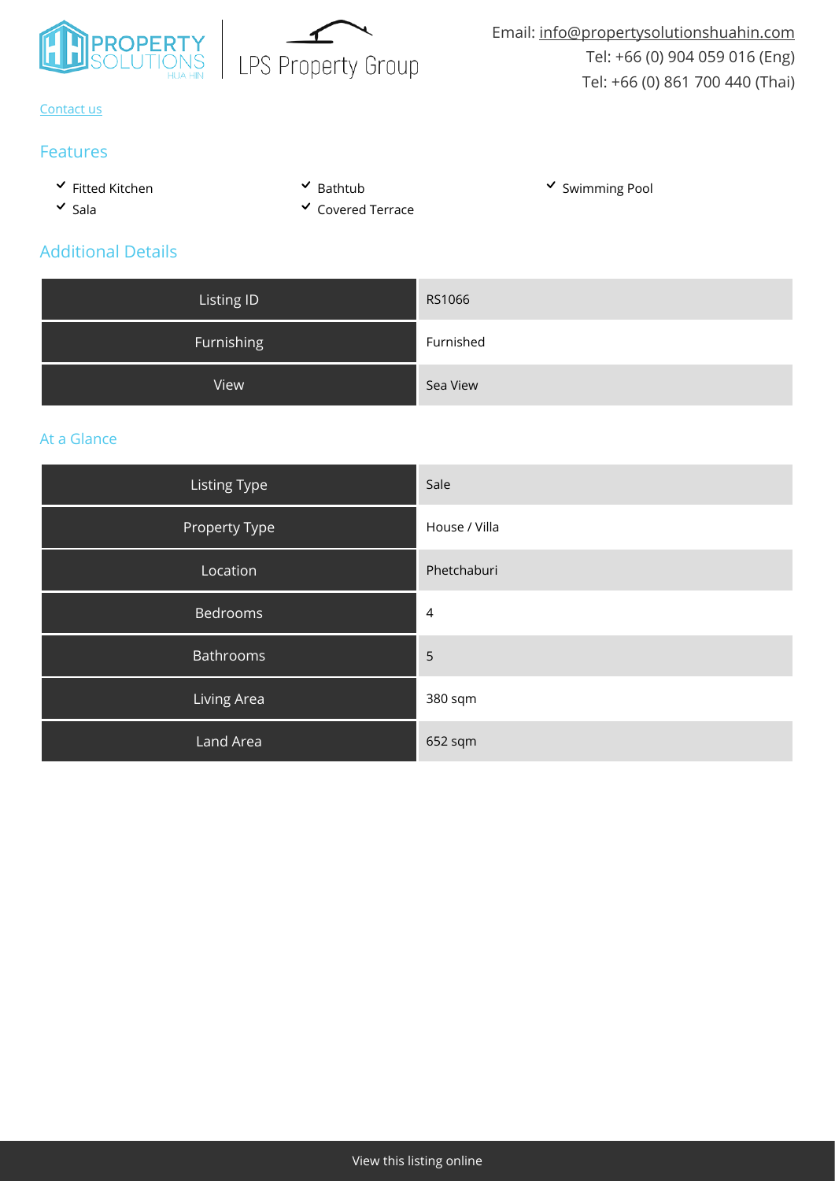Email: info@propertysolutionshuahin.com
Tel: +66 (0) 904 059 016 (Eng)
Tel: +66 (0) 861 700 440 (Thai)

Contact us

## Features

- Fitted Kitchen
- Bathtub
- Swimming Pool
- Sala
- Covered Terrace

## Additional Details

| | |
|---|---|
| Listing ID | RS1066 |
| Furnishing | Furnished |
| View | Sea View |

### At a Glance

| | |
|---|---|
| Listing Type | Sale |
| Property Type | House / Villa |
| Location | Phetchaburi |
| Bedrooms | 4 |
| Bathrooms | 5 |
| Living Area | 380 sqm |
| Land Area | 652 sqm |

View this listing online